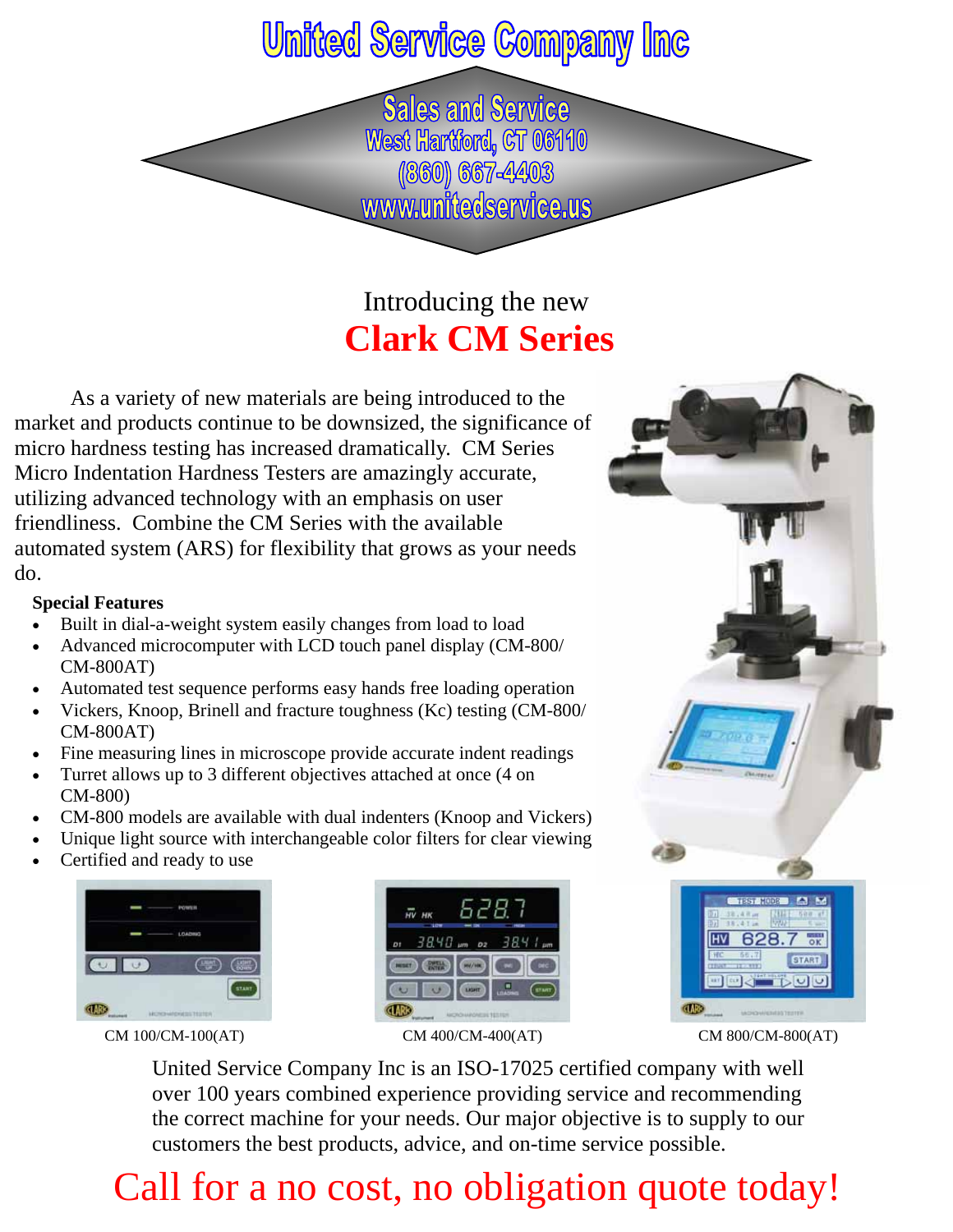# United Service Company Inc

**Sales and Service**
West Hartford, CT 06110
(860) 667-4403
www.unitedservice.us

Introducing the new

## Clark CM Series

As a variety of new materials are being introduced to the market and products continue to be downsized, the significance of micro hardness testing has increased dramatically. CM Series Micro Indentation Hardness Testers are amazingly accurate, utilizing advanced technology with an emphasis on user friendliness. Combine the CM Series with the available automated system (ARS) for flexibility that grows as your needs do.

**Special Features**

- Built in dial-a-weight system easily changes from load to load
- Advanced microcomputer with LCD touch panel display (CM-800/ CM-800AT)
- Automated test sequence performs easy hands free loading operation
- Vickers, Knoop, Brinell and fracture toughness (Kc) testing (CM-800/ CM-800AT)
- Fine measuring lines in microscope provide accurate indent readings
- Turret allows up to 3 different objectives attached at once (4 on CM-800)
- CM-800 models are available with dual indenters (Knoop and Vickers)
- Unique light source with interchangeable color filters for clear viewing
- Certified and ready to use

CM 100/CM-100(AT)

CM 400/CM-400(AT)

CM 800/CM-800(AT)

United Service Company Inc is an ISO-17025 certified company with well over 100 years combined experience providing service and recommending the correct machine for your needs. Our major objective is to supply to our customers the best products, advice, and on-time service possible.

Call for a no cost, no obligation quote today!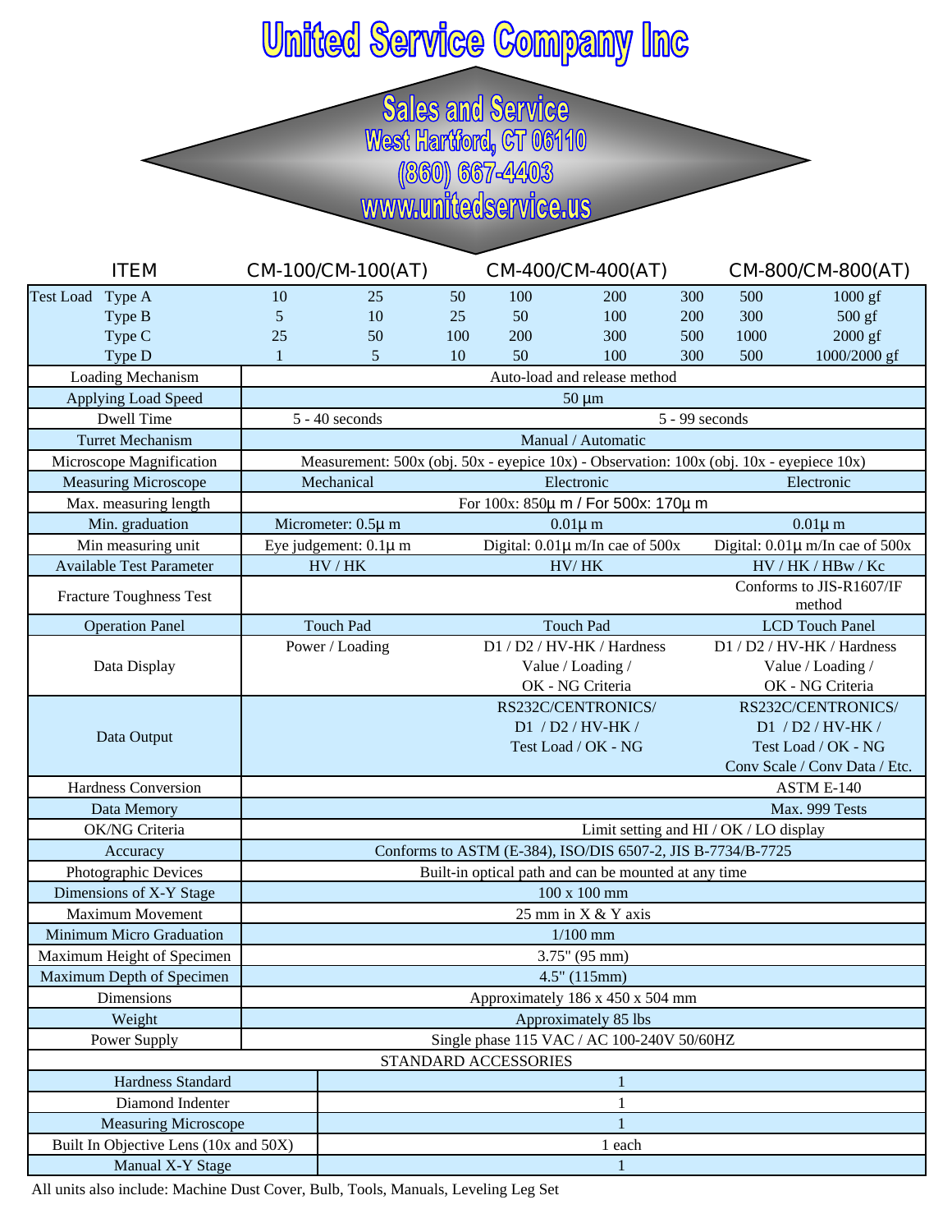# United Service Company Inc

## Sales and Service

West Hartford, CT 06110

(860) 667-4403

www.unitedservice.us

| ITEM | | CM-100/CM-100(AT) | | | CM-400/CM-400(AT) | | | CM-800/CM-800(AT) | |
|---|---|---|---|---|---|---|---|---|---|
| Test Load | Type A | 10 | 25 | 50 | 100 | 200 | 300 | 500 | 1000 gf |
| | Type B | 5 | 10 | 25 | 50 | 100 | 200 | 300 | 500 gf |
| | Type C | 25 | 50 | 100 | 200 | 300 | 500 | 1000 | 2000 gf |
| | Type D | 1 | 5 | 10 | 50 | 100 | 300 | 500 | 1000/2000 gf |

| ITEM | CM-100/CM-100(AT) | CM-400/CM-400(AT) | CM-800/CM-800(AT) |
|---|---|---|---|
| Loading Mechanism | Auto-load and release method | | |
| Applying Load Speed | 50 µm | | |
| Dwell Time | 5 - 40 seconds | 5 - 99 seconds | |
| Turret Mechanism | Manual / Automatic | | |
| Microscope Magnification | Measurement: 500x (obj. 50x - eyepice 10x) - Observation: 100x (obj. 10x - eyepiece 10x) | | |
| Measuring Microscope | Mechanical | Electronic | Electronic |
| Max. measuring length | For 100x: 850µ m / For 500x: 170µ m | | |
| Min. graduation | Micrometer: 0.5µ m | 0.01µ m | 0.01µ m |
| Min measuring unit | Eye judgement: 0.1µ m | Digital: 0.01µ m/In cae of 500x | Digital: 0.01µ m/In cae of 500x |
| Available Test Parameter | HV / HK | HV/ HK | HV / HK / HBw / Kc |
| Fracture Toughness Test | | | Conforms to JIS-R1607/IF method |
| Operation Panel | Touch Pad | Touch Pad | LCD Touch Panel |
| Data Display | Power / Loading | D1 / D2 / HV-HK / Hardness Value / Loading / OK - NG Criteria | D1 / D2 / HV-HK / Hardness Value / Loading / OK - NG Criteria |
| Data Output | | RS232C/CENTRONICS/ D1 / D2 / HV-HK / Test Load / OK - NG | RS232C/CENTRONICS/ D1 / D2 / HV-HK / Test Load / OK - NG Conv Scale / Conv Data / Etc. |
| Hardness Conversion | | | ASTM E-140 |
| Data Memory | | | Max. 999 Tests |
| OK/NG Criteria | | Limit setting and HI / OK / LO display | |
| Accuracy | Conforms to ASTM (E-384), ISO/DIS 6507-2, JIS B-7734/B-7725 | | |
| Photographic Devices | Built-in optical path and can be mounted at any time | | |
| Dimensions of X-Y Stage | 100 x 100 mm | | |
| Maximum Movement | 25 mm in X & Y axis | | |
| Minimum Micro Graduation | 1/100 mm | | |
| Maximum Height of Specimen | 3.75" (95 mm) | | |
| Maximum Depth of Specimen | 4.5" (115mm) | | |
| Dimensions | Approximately 186 x 450 x 504 mm | | |
| Weight | Approximately 85 lbs | | |
| Power Supply | Single phase 115 VAC / AC 100-240V 50/60HZ | | |

| STANDARD ACCESSORIES | |
|---|---|
| Hardness Standard | 1 |
| Diamond Indenter | 1 |
| Measuring Microscope | 1 |
| Built In Objective Lens (10x and 50X) | 1 each |
| Manual X-Y Stage | 1 |

All units also include: Machine Dust Cover, Bulb, Tools, Manuals, Leveling Leg Set